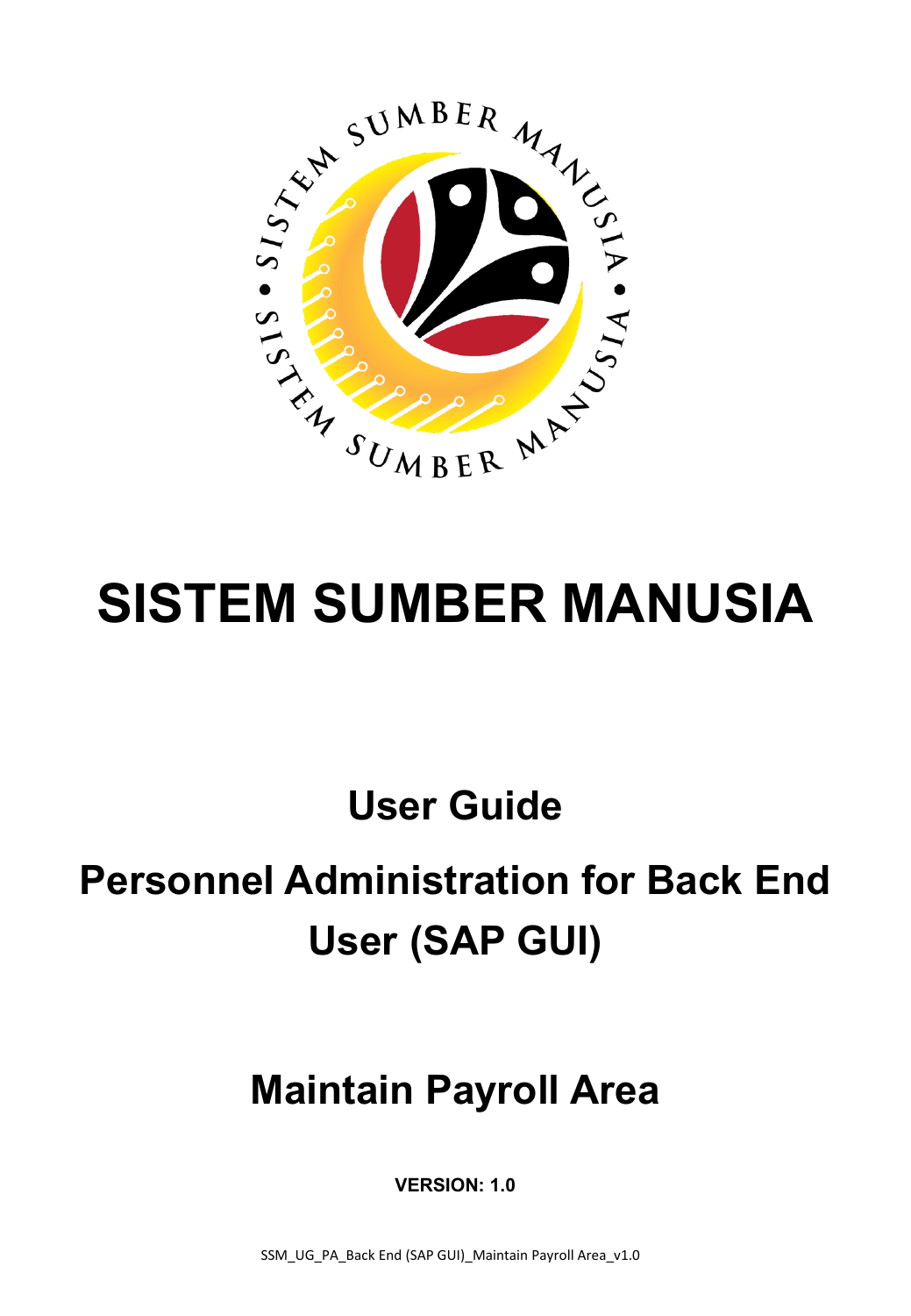# SISTEM SUMBER MANUSIA

## User Guide

## Personnel Administration for Back End User (SAP GUI)

## Maintain Payroll Area

**VERSION: 1.0**

SSM_UG_PA_Back End (SAP GUI)_Maintain Payroll Area_v1.0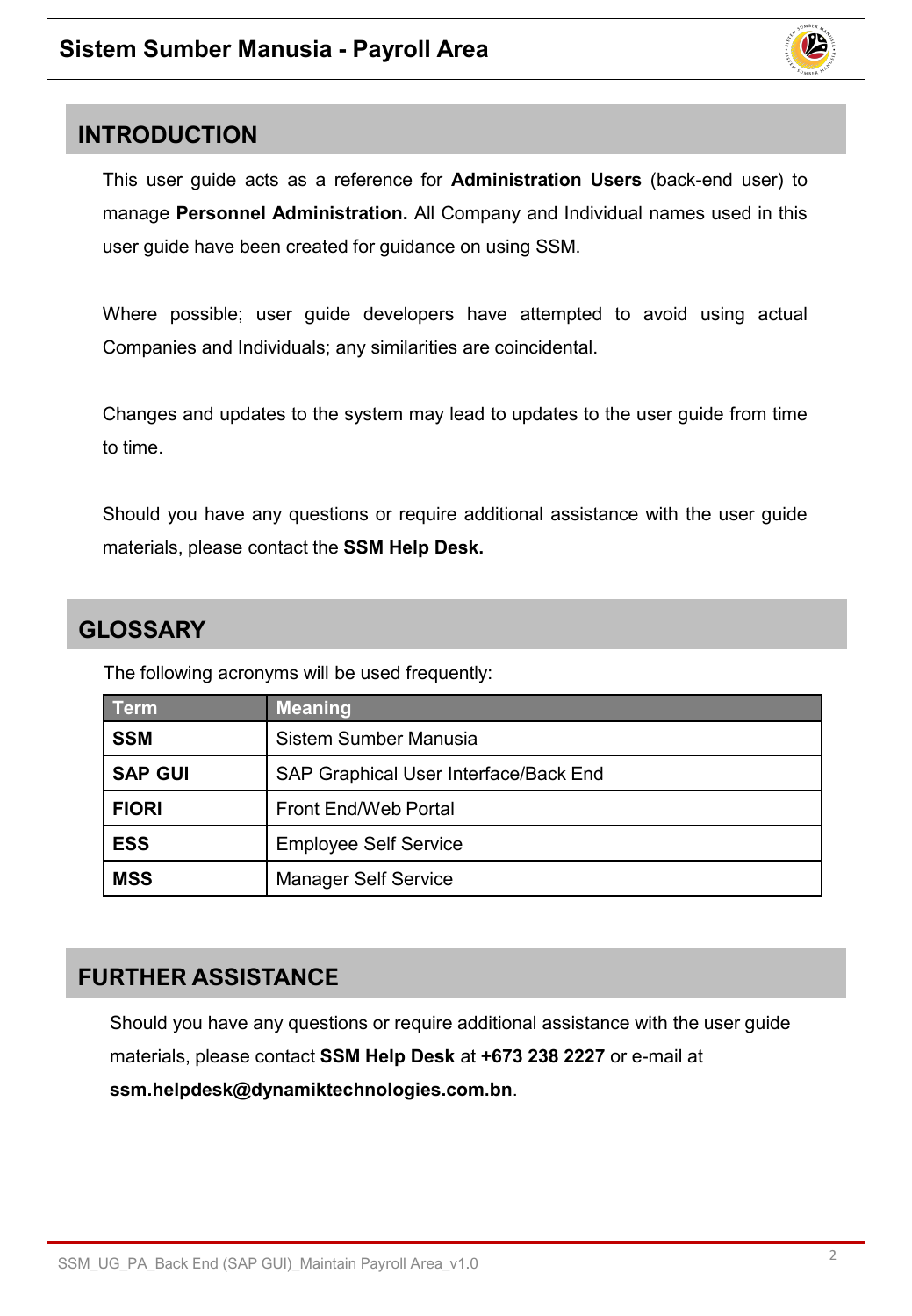## INTRODUCTION

This user guide acts as a reference for **Administration Users** (back-end user) to manage **Personnel Administration.** All Company and Individual names used in this user guide have been created for guidance on using SSM.

Where possible; user guide developers have attempted to avoid using actual Companies and Individuals; any similarities are coincidental.

Changes and updates to the system may lead to updates to the user guide from time to time.

Should you have any questions or require additional assistance with the user guide materials, please contact the **SSM Help Desk.**

## GLOSSARY

The following acronyms will be used frequently:

| Term | Meaning |
|---|---|
| **SSM** | Sistem Sumber Manusia |
| **SAP GUI** | SAP Graphical User Interface/Back End |
| **FIORI** | Front End/Web Portal |
| **ESS** | Employee Self Service |
| **MSS** | Manager Self Service |

## FURTHER ASSISTANCE

Should you have any questions or require additional assistance with the user guide materials, please contact **SSM Help Desk** at **+673 238 2227** or e-mail at **ssm.helpdesk@dynamiktechnologies.com.bn**.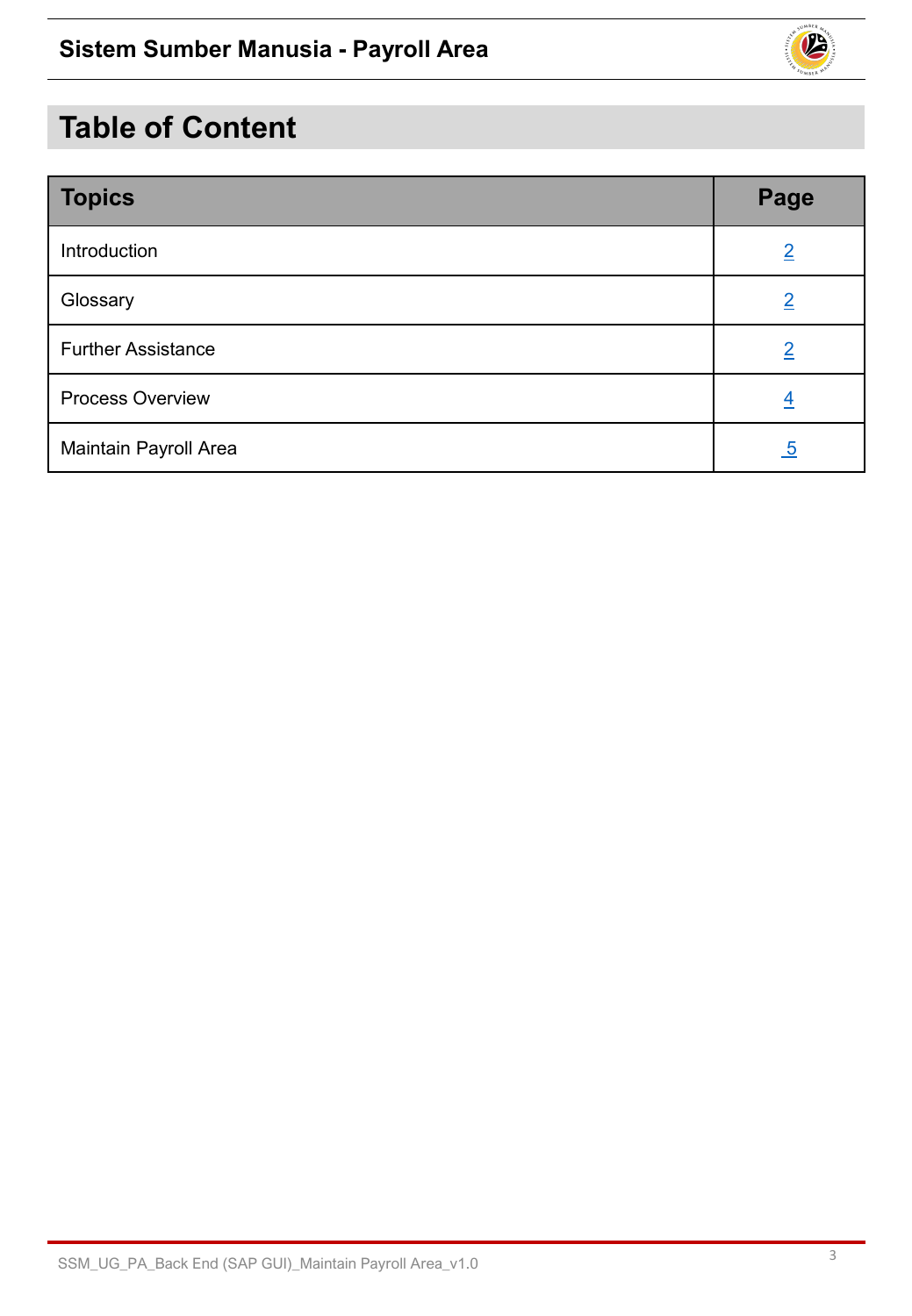# Table of Content

| Topics | Page |
| --- | --- |
| Introduction | 2 |
| Glossary | 2 |
| Further Assistance | 2 |
| Process Overview | 4 |
| Maintain Payroll Area | 5 |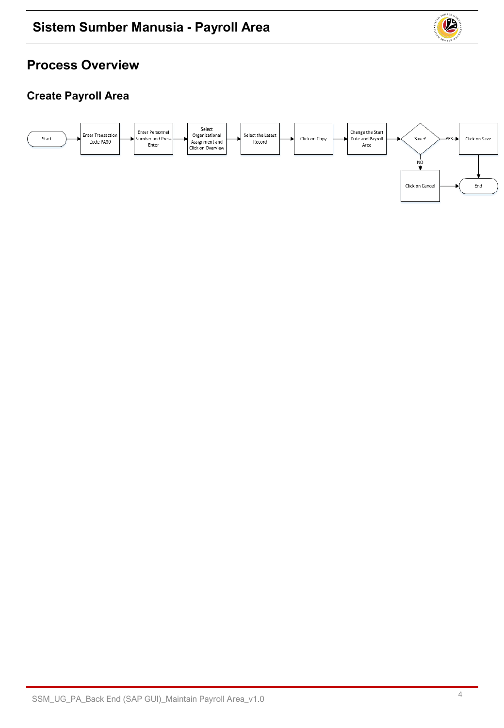## Process Overview

### Create Payroll Area

Start → Enter Transaction Code PA30 → Enter Personnel Number and Press Enter → Select Organizational Assignment and Click on Overview → Select the Latest Record → Click on Copy → Change the Start Date and Payroll Area → Save?

- YES → Click on Save → End
- NO → Click on Cancel → End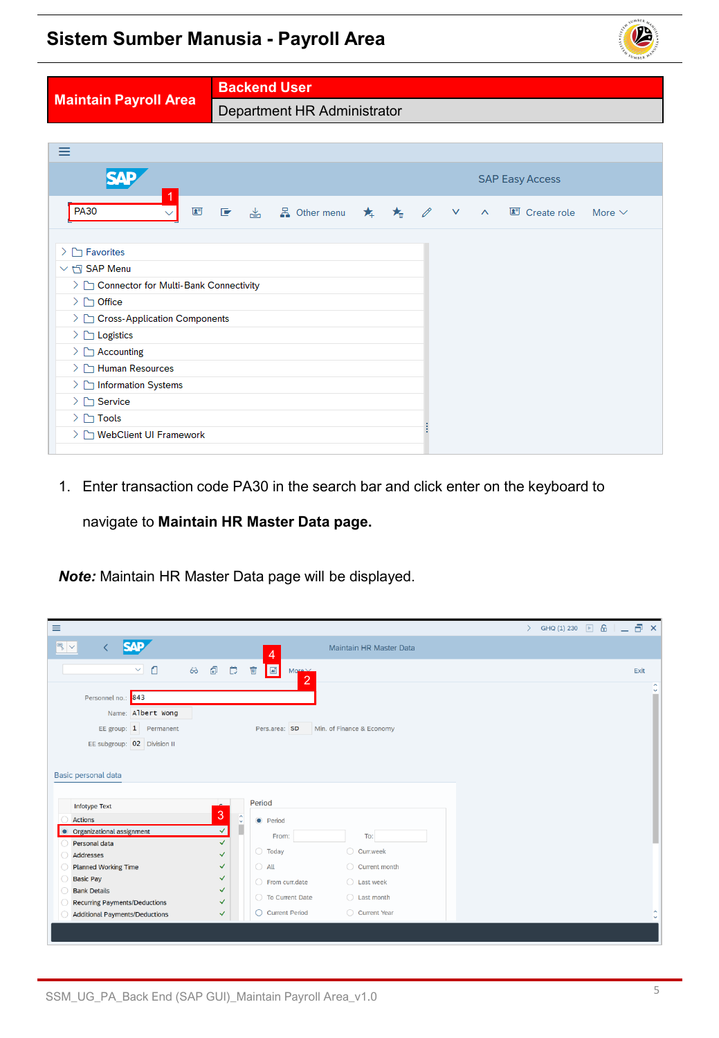| Maintain Payroll Area | Backend User |
|---|---|
| | Department HR Administrator |

1. Enter transaction code PA30 in the search bar and click enter on the keyboard to navigate to **Maintain HR Master Data page.**

***Note:*** Maintain HR Master Data page will be displayed.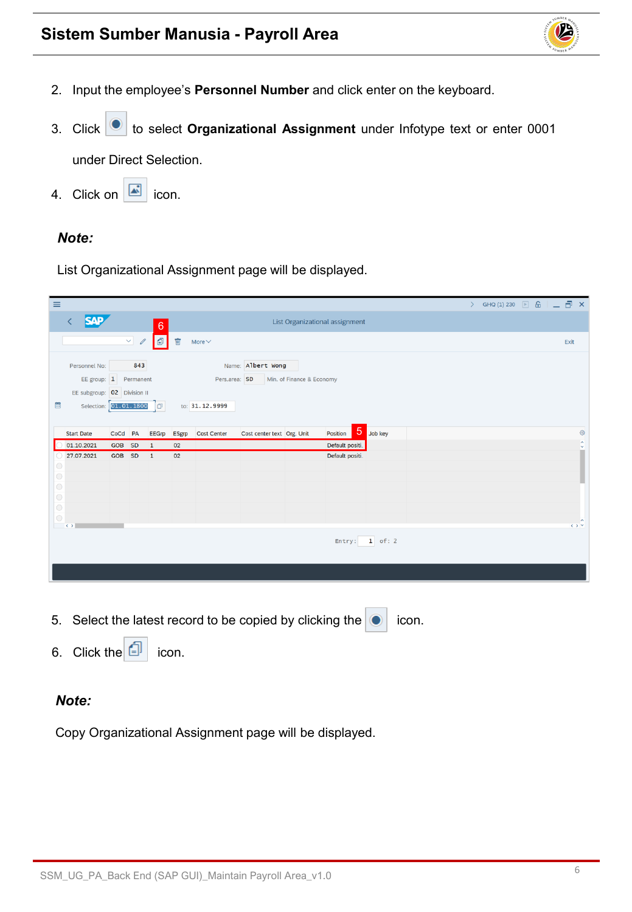2. Input the employee's **Personnel Number** and click enter on the keyboard.

3. Click [icon] to select **Organizational Assignment** under Infotype text or enter 0001 under Direct Selection.

4. Click on [icon] icon.

***Note:***

List Organizational Assignment page will be displayed.

5. Select the latest record to be copied by clicking the [icon] icon.

6. Click the [icon] icon.

***Note:***

Copy Organizational Assignment page will be displayed.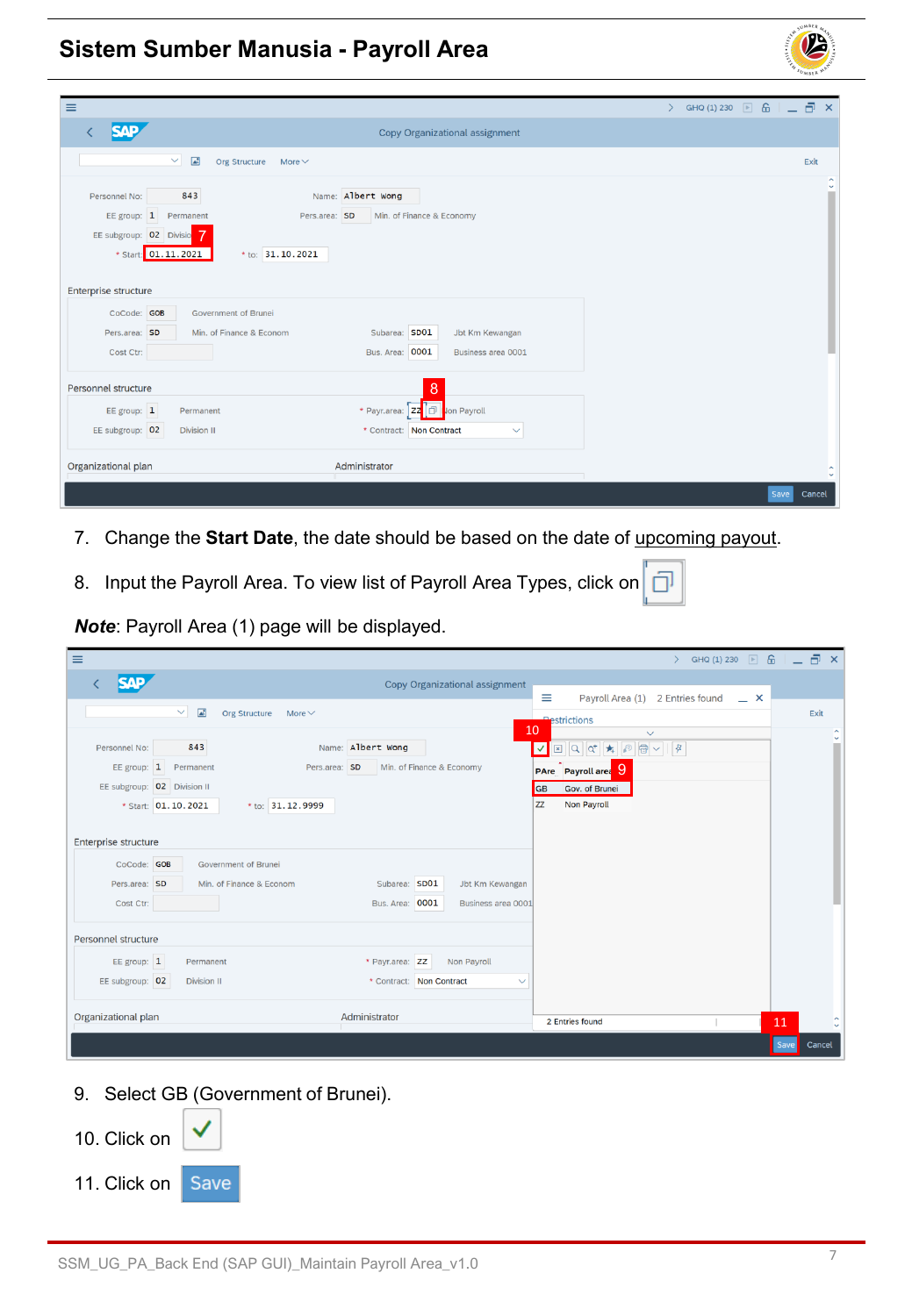7. Change the **Start Date**, the date should be based on the date of upcoming payout.

8. Input the Payroll Area. To view list of Payroll Area Types, click on

***Note***: Payroll Area (1) page will be displayed.

9. Select GB (Government of Brunei).

10. Click on

11. Click on Save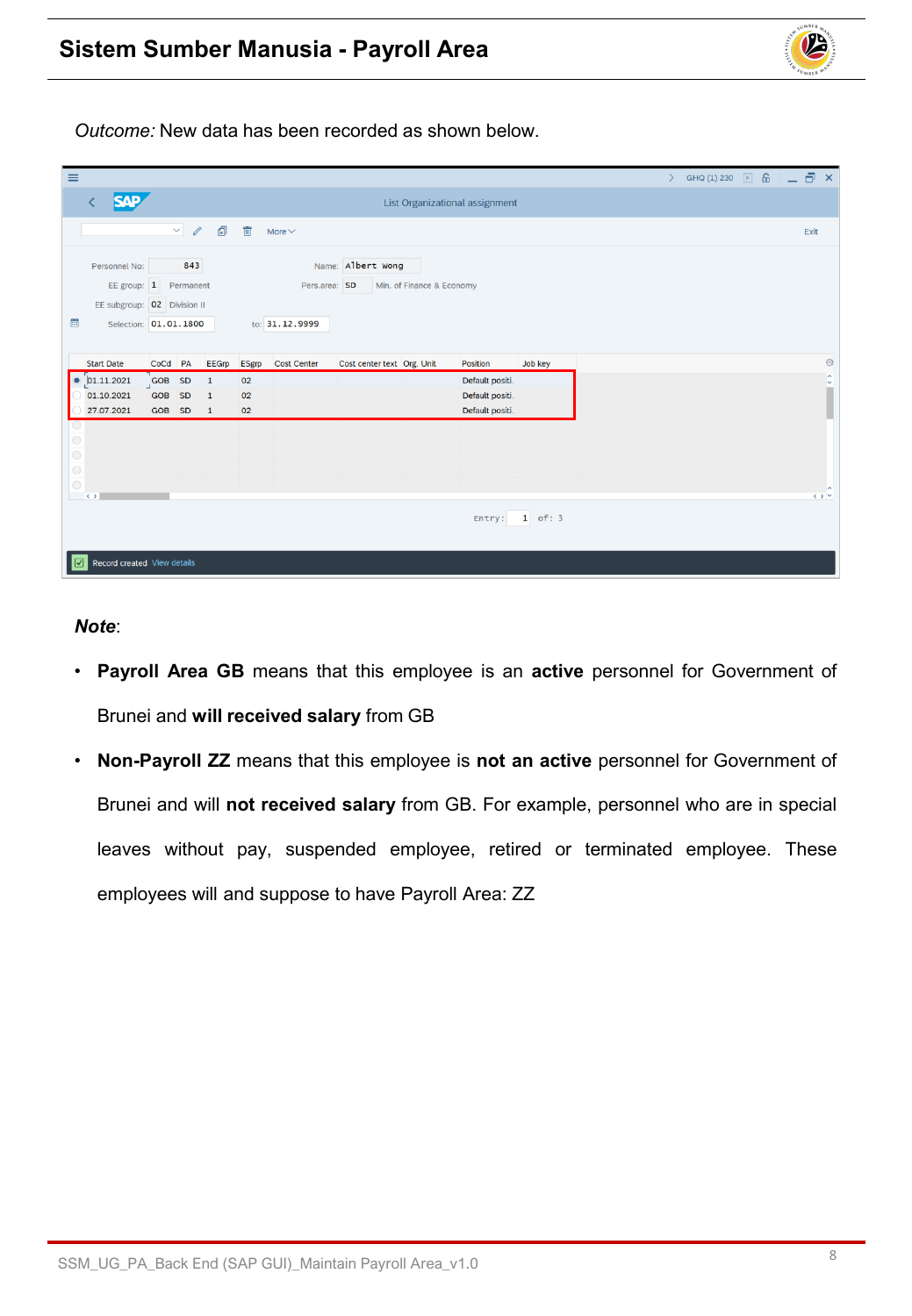*Outcome:* New data has been recorded as shown below.

| Start Date | CoCd | PA | EEGrp | ESgrp | Cost Center | Cost center text | Org. Unit | Position | Job key |
|---|---|---|---|---|---|---|---|---|---|
| 01.11.2021 | GOB | SD | 1 | 02 | | | | Default positi. | |
| 01.10.2021 | GOB | SD | 1 | 02 | | | | Default positi. | |
| 27.07.2021 | GOB | SD | 1 | 02 | | | | Default positi. | |

***Note***:

- **Payroll Area GB** means that this employee is an **active** personnel for Government of Brunei and **will received salary** from GB
- **Non-Payroll ZZ** means that this employee is **not an active** personnel for Government of Brunei and will **not received salary** from GB. For example, personnel who are in special leaves without pay, suspended employee, retired or terminated employee. These employees will and suppose to have Payroll Area: ZZ